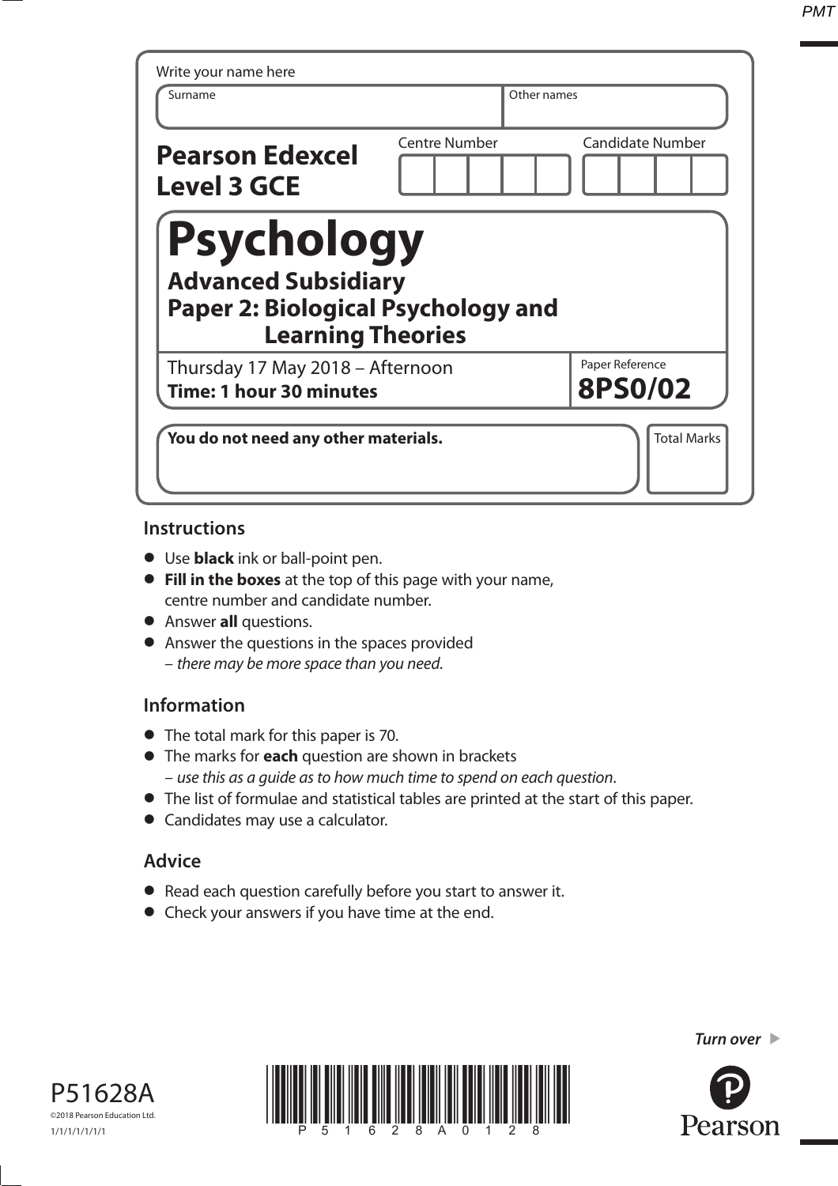Write your name here

| Surname | Other names |
|---|---|
| | |

**Pearson Edexcel Level 3 GCE**

Centre Number | Candidate Number

# Psychology

## Advanced Subsidiary
## Paper 2: Biological Psychology and Learning Theories

Thursday 17 May 2018 – Afternoon
**Time: 1 hour 30 minutes**

Paper Reference
**8PS0/02**

**You do not need any other materials.**

Total Marks

### Instructions

- Use **black** ink or ball-point pen.
- **Fill in the boxes** at the top of this page with your name, centre number and candidate number.
- Answer **all** questions.
- Answer the questions in the spaces provided
  – *there may be more space than you need.*

### Information

- The total mark for this paper is 70.
- The marks for **each** question are shown in brackets
  – *use this as a guide as to how much time to spend on each question*.
- The list of formulae and statistical tables are printed at the start of this paper.
- Candidates may use a calculator.

### Advice

- Read each question carefully before you start to answer it.
- Check your answers if you have time at the end.

*Turn over*

P51628A
©2018 Pearson Education Ltd.
1/1/1/1/1/1/1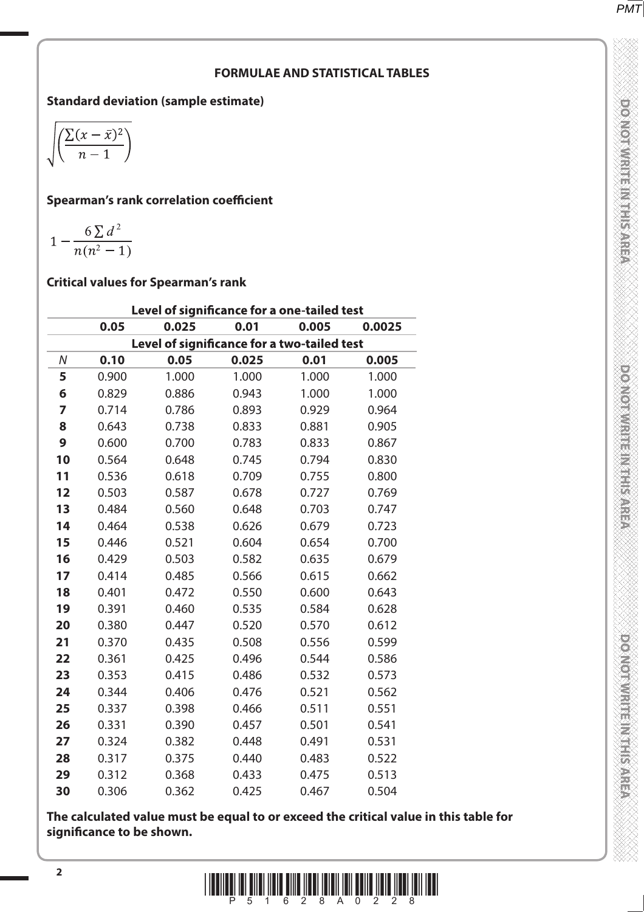## FORMULAE AND STATISTICAL TABLES

**Standard deviation (sample estimate)**

$$\sqrt{\left(\frac{\sum(x-\bar{x})^2}{n-1}\right)}$$

**Spearman's rank correlation coefficient**

$$1-\frac{6\sum d^2}{n(n^2-1)}$$

**Critical values for Spearman's rank**

| | Level of significance for a one-tailed test | | | | |
|---|---|---|---|---|---|
| | **0.05** | **0.025** | **0.01** | **0.005** | **0.0025** |
| | **Level of significance for a two-tailed test** | | | | |
| *N* | **0.10** | **0.05** | **0.025** | **0.01** | **0.005** |
| **5** | 0.900 | 1.000 | 1.000 | 1.000 | 1.000 |
| **6** | 0.829 | 0.886 | 0.943 | 1.000 | 1.000 |
| **7** | 0.714 | 0.786 | 0.893 | 0.929 | 0.964 |
| **8** | 0.643 | 0.738 | 0.833 | 0.881 | 0.905 |
| **9** | 0.600 | 0.700 | 0.783 | 0.833 | 0.867 |
| **10** | 0.564 | 0.648 | 0.745 | 0.794 | 0.830 |
| **11** | 0.536 | 0.618 | 0.709 | 0.755 | 0.800 |
| **12** | 0.503 | 0.587 | 0.678 | 0.727 | 0.769 |
| **13** | 0.484 | 0.560 | 0.648 | 0.703 | 0.747 |
| **14** | 0.464 | 0.538 | 0.626 | 0.679 | 0.723 |
| **15** | 0.446 | 0.521 | 0.604 | 0.654 | 0.700 |
| **16** | 0.429 | 0.503 | 0.582 | 0.635 | 0.679 |
| **17** | 0.414 | 0.485 | 0.566 | 0.615 | 0.662 |
| **18** | 0.401 | 0.472 | 0.550 | 0.600 | 0.643 |
| **19** | 0.391 | 0.460 | 0.535 | 0.584 | 0.628 |
| **20** | 0.380 | 0.447 | 0.520 | 0.570 | 0.612 |
| **21** | 0.370 | 0.435 | 0.508 | 0.556 | 0.599 |
| **22** | 0.361 | 0.425 | 0.496 | 0.544 | 0.586 |
| **23** | 0.353 | 0.415 | 0.486 | 0.532 | 0.573 |
| **24** | 0.344 | 0.406 | 0.476 | 0.521 | 0.562 |
| **25** | 0.337 | 0.398 | 0.466 | 0.511 | 0.551 |
| **26** | 0.331 | 0.390 | 0.457 | 0.501 | 0.541 |
| **27** | 0.324 | 0.382 | 0.448 | 0.491 | 0.531 |
| **28** | 0.317 | 0.375 | 0.440 | 0.483 | 0.522 |
| **29** | 0.312 | 0.368 | 0.433 | 0.475 | 0.513 |
| **30** | 0.306 | 0.362 | 0.425 | 0.467 | 0.504 |

**The calculated value must be equal to or exceed the critical value in this table for significance to be shown.**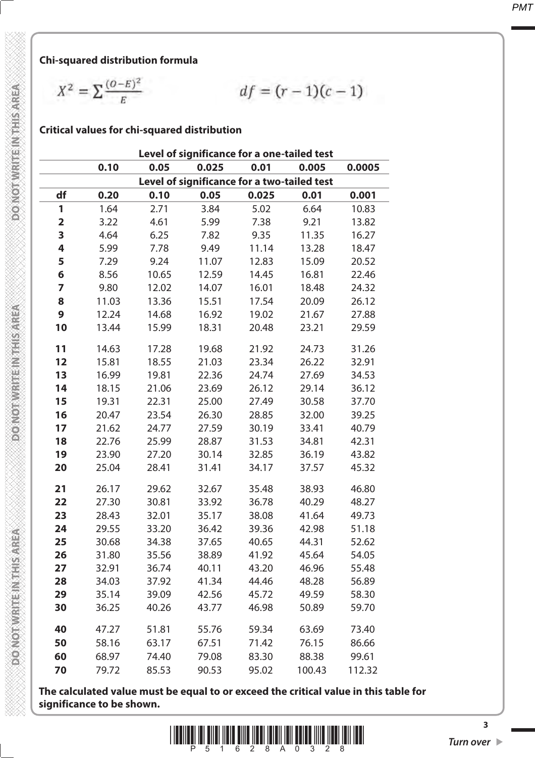**Chi-squared distribution formula**

$$X^2 = \sum \frac{(O-E)^2}{E} \qquad df = (r-1)(c-1)$$

**Critical values for chi-squared distribution**

| | Level of significance for a one-tailed test | | | | | |
|---|---|---|---|---|---|---|
| | 0.10 | 0.05 | 0.025 | 0.01 | 0.005 | 0.0005 |
| | Level of significance for a two-tailed test | | | | | |
| **df** | **0.20** | **0.10** | **0.05** | **0.025** | **0.01** | **0.001** |
| **1** | 1.64 | 2.71 | 3.84 | 5.02 | 6.64 | 10.83 |
| **2** | 3.22 | 4.61 | 5.99 | 7.38 | 9.21 | 13.82 |
| **3** | 4.64 | 6.25 | 7.82 | 9.35 | 11.35 | 16.27 |
| **4** | 5.99 | 7.78 | 9.49 | 11.14 | 13.28 | 18.47 |
| **5** | 7.29 | 9.24 | 11.07 | 12.83 | 15.09 | 20.52 |
| **6** | 8.56 | 10.65 | 12.59 | 14.45 | 16.81 | 22.46 |
| **7** | 9.80 | 12.02 | 14.07 | 16.01 | 18.48 | 24.32 |
| **8** | 11.03 | 13.36 | 15.51 | 17.54 | 20.09 | 26.12 |
| **9** | 12.24 | 14.68 | 16.92 | 19.02 | 21.67 | 27.88 |
| **10** | 13.44 | 15.99 | 18.31 | 20.48 | 23.21 | 29.59 |
| **11** | 14.63 | 17.28 | 19.68 | 21.92 | 24.73 | 31.26 |
| **12** | 15.81 | 18.55 | 21.03 | 23.34 | 26.22 | 32.91 |
| **13** | 16.99 | 19.81 | 22.36 | 24.74 | 27.69 | 34.53 |
| **14** | 18.15 | 21.06 | 23.69 | 26.12 | 29.14 | 36.12 |
| **15** | 19.31 | 22.31 | 25.00 | 27.49 | 30.58 | 37.70 |
| **16** | 20.47 | 23.54 | 26.30 | 28.85 | 32.00 | 39.25 |
| **17** | 21.62 | 24.77 | 27.59 | 30.19 | 33.41 | 40.79 |
| **18** | 22.76 | 25.99 | 28.87 | 31.53 | 34.81 | 42.31 |
| **19** | 23.90 | 27.20 | 30.14 | 32.85 | 36.19 | 43.82 |
| **20** | 25.04 | 28.41 | 31.41 | 34.17 | 37.57 | 45.32 |
| **21** | 26.17 | 29.62 | 32.67 | 35.48 | 38.93 | 46.80 |
| **22** | 27.30 | 30.81 | 33.92 | 36.78 | 40.29 | 48.27 |
| **23** | 28.43 | 32.01 | 35.17 | 38.08 | 41.64 | 49.73 |
| **24** | 29.55 | 33.20 | 36.42 | 39.36 | 42.98 | 51.18 |
| **25** | 30.68 | 34.38 | 37.65 | 40.65 | 44.31 | 52.62 |
| **26** | 31.80 | 35.56 | 38.89 | 41.92 | 45.64 | 54.05 |
| **27** | 32.91 | 36.74 | 40.11 | 43.20 | 46.96 | 55.48 |
| **28** | 34.03 | 37.92 | 41.34 | 44.46 | 48.28 | 56.89 |
| **29** | 35.14 | 39.09 | 42.56 | 45.72 | 49.59 | 58.30 |
| **30** | 36.25 | 40.26 | 43.77 | 46.98 | 50.89 | 59.70 |
| **40** | 47.27 | 51.81 | 55.76 | 59.34 | 63.69 | 73.40 |
| **50** | 58.16 | 63.17 | 67.51 | 71.42 | 76.15 | 86.66 |
| **60** | 68.97 | 74.40 | 79.08 | 83.30 | 88.38 | 99.61 |
| **70** | 79.72 | 85.53 | 90.53 | 95.02 | 100.43 | 112.32 |

**The calculated value must be equal to or exceed the critical value in this table for significance to be shown.**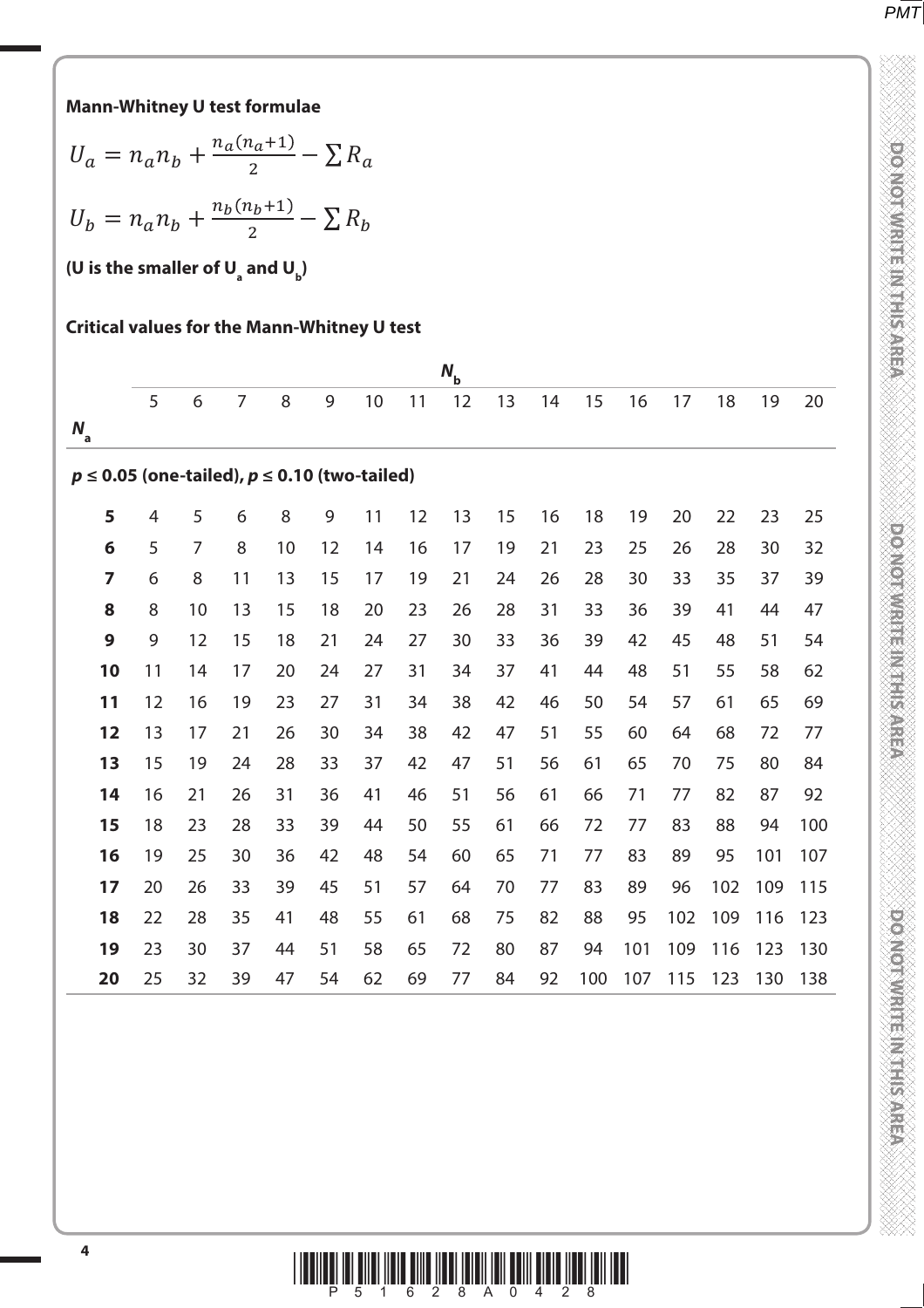**Mann-Whitney U test formulae**

$$U_a = n_a n_b + \frac{n_a(n_a+1)}{2} - \sum R_a$$

$$U_b = n_a n_b + \frac{n_b(n_b+1)}{2} - \sum R_b$$

**(U is the smaller of $U_a$ and $U_b$)**

**Critical values for the Mann-Whitney U test**

| | $N_b$ | | | | | | | | | | | | | | | |
|---|---|---|---|---|---|---|---|---|---|---|---|---|---|---|---|---|
| $N_a$ | 5 | 6 | 7 | 8 | 9 | 10 | 11 | 12 | 13 | 14 | 15 | 16 | 17 | 18 | 19 | 20 |
| ***p* ≤ 0.05 (one-tailed), *p* ≤ 0.10 (two-tailed)** | | | | | | | | | | | | | | | | |
| **5** | 4 | 5 | 6 | 8 | 9 | 11 | 12 | 13 | 15 | 16 | 18 | 19 | 20 | 22 | 23 | 25 |
| **6** | 5 | 7 | 8 | 10 | 12 | 14 | 16 | 17 | 19 | 21 | 23 | 25 | 26 | 28 | 30 | 32 |
| **7** | 6 | 8 | 11 | 13 | 15 | 17 | 19 | 21 | 24 | 26 | 28 | 30 | 33 | 35 | 37 | 39 |
| **8** | 8 | 10 | 13 | 15 | 18 | 20 | 23 | 26 | 28 | 31 | 33 | 36 | 39 | 41 | 44 | 47 |
| **9** | 9 | 12 | 15 | 18 | 21 | 24 | 27 | 30 | 33 | 36 | 39 | 42 | 45 | 48 | 51 | 54 |
| **10** | 11 | 14 | 17 | 20 | 24 | 27 | 31 | 34 | 37 | 41 | 44 | 48 | 51 | 55 | 58 | 62 |
| **11** | 12 | 16 | 19 | 23 | 27 | 31 | 34 | 38 | 42 | 46 | 50 | 54 | 57 | 61 | 65 | 69 |
| **12** | 13 | 17 | 21 | 26 | 30 | 34 | 38 | 42 | 47 | 51 | 55 | 60 | 64 | 68 | 72 | 77 |
| **13** | 15 | 19 | 24 | 28 | 33 | 37 | 42 | 47 | 51 | 56 | 61 | 65 | 70 | 75 | 80 | 84 |
| **14** | 16 | 21 | 26 | 31 | 36 | 41 | 46 | 51 | 56 | 61 | 66 | 71 | 77 | 82 | 87 | 92 |
| **15** | 18 | 23 | 28 | 33 | 39 | 44 | 50 | 55 | 61 | 66 | 72 | 77 | 83 | 88 | 94 | 100 |
| **16** | 19 | 25 | 30 | 36 | 42 | 48 | 54 | 60 | 65 | 71 | 77 | 83 | 89 | 95 | 101 | 107 |
| **17** | 20 | 26 | 33 | 39 | 45 | 51 | 57 | 64 | 70 | 77 | 83 | 89 | 96 | 102 | 109 | 115 |
| **18** | 22 | 28 | 35 | 41 | 48 | 55 | 61 | 68 | 75 | 82 | 88 | 95 | 102 | 109 | 116 | 123 |
| **19** | 23 | 30 | 37 | 44 | 51 | 58 | 65 | 72 | 80 | 87 | 94 | 101 | 109 | 116 | 123 | 130 |
| **20** | 25 | 32 | 39 | 47 | 54 | 62 | 69 | 77 | 84 | 92 | 100 | 107 | 115 | 123 | 130 | 138 |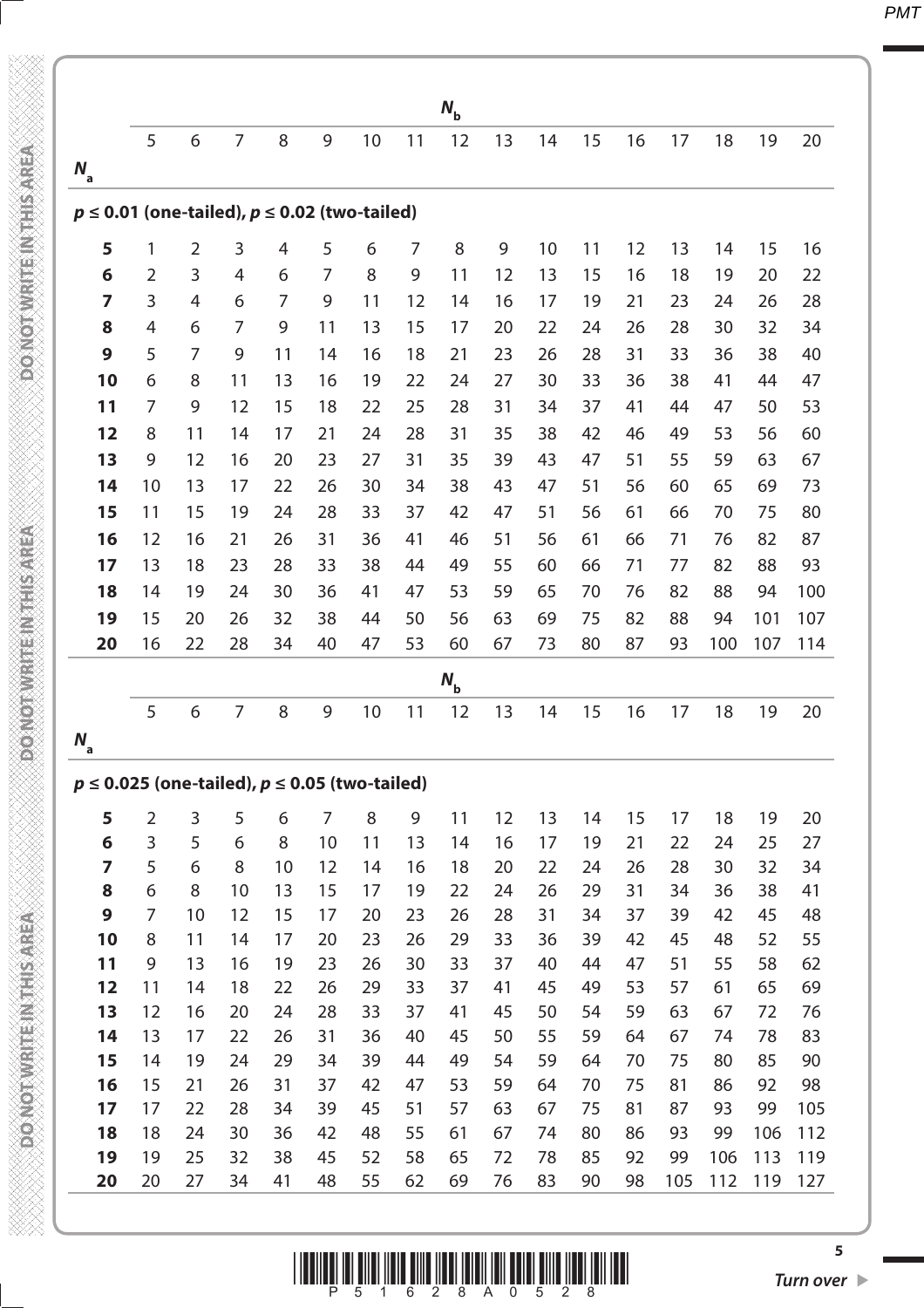| | $N_b$ | | | | | | | | | | | | | | | |
|---|---|---|---|---|---|---|---|---|---|---|---|---|---|---|---|---|
| $N_a$ | 5 | 6 | 7 | 8 | 9 | 10 | 11 | 12 | 13 | 14 | 15 | 16 | 17 | 18 | 19 | 20 |
| **$p \leq 0.01$ (one-tailed), $p \leq 0.02$ (two-tailed)** | | | | | | | | | | | | | | | | |
| **5** | 1 | 2 | 3 | 4 | 5 | 6 | 7 | 8 | 9 | 10 | 11 | 12 | 13 | 14 | 15 | 16 |
| **6** | 2 | 3 | 4 | 6 | 7 | 8 | 9 | 11 | 12 | 13 | 15 | 16 | 18 | 19 | 20 | 22 |
| **7** | 3 | 4 | 6 | 7 | 9 | 11 | 12 | 14 | 16 | 17 | 19 | 21 | 23 | 24 | 26 | 28 |
| **8** | 4 | 6 | 7 | 9 | 11 | 13 | 15 | 17 | 20 | 22 | 24 | 26 | 28 | 30 | 32 | 34 |
| **9** | 5 | 7 | 9 | 11 | 14 | 16 | 18 | 21 | 23 | 26 | 28 | 31 | 33 | 36 | 38 | 40 |
| **10** | 6 | 8 | 11 | 13 | 16 | 19 | 22 | 24 | 27 | 30 | 33 | 36 | 38 | 41 | 44 | 47 |
| **11** | 7 | 9 | 12 | 15 | 18 | 22 | 25 | 28 | 31 | 34 | 37 | 41 | 44 | 47 | 50 | 53 |
| **12** | 8 | 11 | 14 | 17 | 21 | 24 | 28 | 31 | 35 | 38 | 42 | 46 | 49 | 53 | 56 | 60 |
| **13** | 9 | 12 | 16 | 20 | 23 | 27 | 31 | 35 | 39 | 43 | 47 | 51 | 55 | 59 | 63 | 67 |
| **14** | 10 | 13 | 17 | 22 | 26 | 30 | 34 | 38 | 43 | 47 | 51 | 56 | 60 | 65 | 69 | 73 |
| **15** | 11 | 15 | 19 | 24 | 28 | 33 | 37 | 42 | 47 | 51 | 56 | 61 | 66 | 70 | 75 | 80 |
| **16** | 12 | 16 | 21 | 26 | 31 | 36 | 41 | 46 | 51 | 56 | 61 | 66 | 71 | 76 | 82 | 87 |
| **17** | 13 | 18 | 23 | 28 | 33 | 38 | 44 | 49 | 55 | 60 | 66 | 71 | 77 | 82 | 88 | 93 |
| **18** | 14 | 19 | 24 | 30 | 36 | 41 | 47 | 53 | 59 | 65 | 70 | 76 | 82 | 88 | 94 | 100 |
| **19** | 15 | 20 | 26 | 32 | 38 | 44 | 50 | 56 | 63 | 69 | 75 | 82 | 88 | 94 | 101 | 107 |
| **20** | 16 | 22 | 28 | 34 | 40 | 47 | 53 | 60 | 67 | 73 | 80 | 87 | 93 | 100 | 107 | 114 |

| | $N_b$ | | | | | | | | | | | | | | | |
|---|---|---|---|---|---|---|---|---|---|---|---|---|---|---|---|---|
| $N_a$ | 5 | 6 | 7 | 8 | 9 | 10 | 11 | 12 | 13 | 14 | 15 | 16 | 17 | 18 | 19 | 20 |
| **$p \leq 0.025$ (one-tailed), $p \leq 0.05$ (two-tailed)** | | | | | | | | | | | | | | | | |
| **5** | 2 | 3 | 5 | 6 | 7 | 8 | 9 | 11 | 12 | 13 | 14 | 15 | 17 | 18 | 19 | 20 |
| **6** | 3 | 5 | 6 | 8 | 10 | 11 | 13 | 14 | 16 | 17 | 19 | 21 | 22 | 24 | 25 | 27 |
| **7** | 5 | 6 | 8 | 10 | 12 | 14 | 16 | 18 | 20 | 22 | 24 | 26 | 28 | 30 | 32 | 34 |
| **8** | 6 | 8 | 10 | 13 | 15 | 17 | 19 | 22 | 24 | 26 | 29 | 31 | 34 | 36 | 38 | 41 |
| **9** | 7 | 10 | 12 | 15 | 17 | 20 | 23 | 26 | 28 | 31 | 34 | 37 | 39 | 42 | 45 | 48 |
| **10** | 8 | 11 | 14 | 17 | 20 | 23 | 26 | 29 | 33 | 36 | 39 | 42 | 45 | 48 | 52 | 55 |
| **11** | 9 | 13 | 16 | 19 | 23 | 26 | 30 | 33 | 37 | 40 | 44 | 47 | 51 | 55 | 58 | 62 |
| **12** | 11 | 14 | 18 | 22 | 26 | 29 | 33 | 37 | 41 | 45 | 49 | 53 | 57 | 61 | 65 | 69 |
| **13** | 12 | 16 | 20 | 24 | 28 | 33 | 37 | 41 | 45 | 50 | 54 | 59 | 63 | 67 | 72 | 76 |
| **14** | 13 | 17 | 22 | 26 | 31 | 36 | 40 | 45 | 50 | 55 | 59 | 64 | 67 | 74 | 78 | 83 |
| **15** | 14 | 19 | 24 | 29 | 34 | 39 | 44 | 49 | 54 | 59 | 64 | 70 | 75 | 80 | 85 | 90 |
| **16** | 15 | 21 | 26 | 31 | 37 | 42 | 47 | 53 | 59 | 64 | 70 | 75 | 81 | 86 | 92 | 98 |
| **17** | 17 | 22 | 28 | 34 | 39 | 45 | 51 | 57 | 63 | 67 | 75 | 81 | 87 | 93 | 99 | 105 |
| **18** | 18 | 24 | 30 | 36 | 42 | 48 | 55 | 61 | 67 | 74 | 80 | 86 | 93 | 99 | 106 | 112 |
| **19** | 19 | 25 | 32 | 38 | 45 | 52 | 58 | 65 | 72 | 78 | 85 | 92 | 99 | 106 | 113 | 119 |
| **20** | 20 | 27 | 34 | 41 | 48 | 55 | 62 | 69 | 76 | 83 | 90 | 98 | 105 | 112 | 119 | 127 |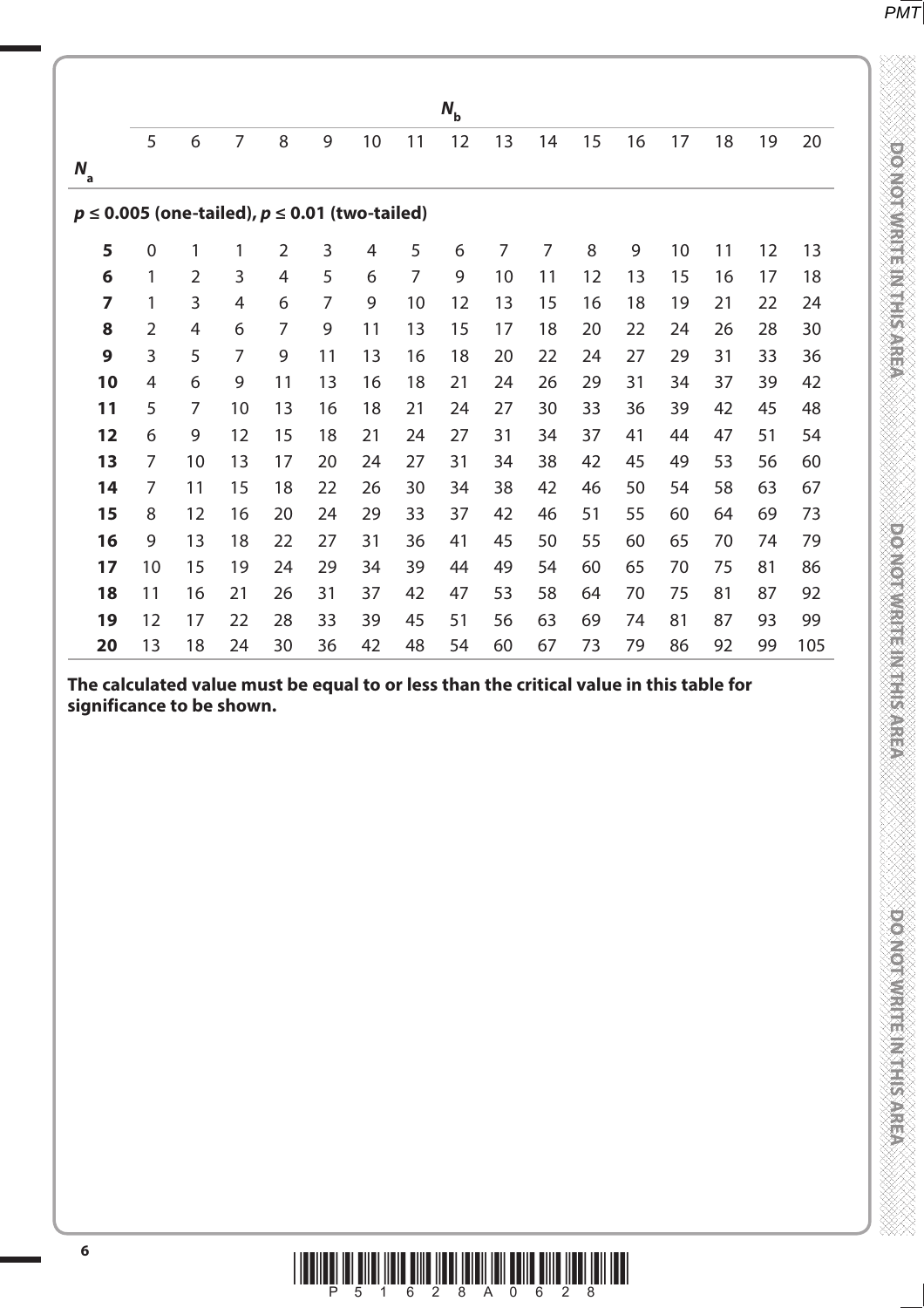| | $N_b$ | | | | | | | | | | | | | | | |
|---|---|---|---|---|---|---|---|---|---|---|---|---|---|---|---|---|
| $N_a$ | 5 | 6 | 7 | 8 | 9 | 10 | 11 | 12 | 13 | 14 | 15 | 16 | 17 | 18 | 19 | 20 |
| **$p \leq 0.005$ (one-tailed), $p \leq 0.01$ (two-tailed)** | | | | | | | | | | | | | | | | |
| **5** | 0 | 1 | 1 | 2 | 3 | 4 | 5 | 6 | 7 | 7 | 8 | 9 | 10 | 11 | 12 | 13 |
| **6** | 1 | 2 | 3 | 4 | 5 | 6 | 7 | 9 | 10 | 11 | 12 | 13 | 15 | 16 | 17 | 18 |
| **7** | 1 | 3 | 4 | 6 | 7 | 9 | 10 | 12 | 13 | 15 | 16 | 18 | 19 | 21 | 22 | 24 |
| **8** | 2 | 4 | 6 | 7 | 9 | 11 | 13 | 15 | 17 | 18 | 20 | 22 | 24 | 26 | 28 | 30 |
| **9** | 3 | 5 | 7 | 9 | 11 | 13 | 16 | 18 | 20 | 22 | 24 | 27 | 29 | 31 | 33 | 36 |
| **10** | 4 | 6 | 9 | 11 | 13 | 16 | 18 | 21 | 24 | 26 | 29 | 31 | 34 | 37 | 39 | 42 |
| **11** | 5 | 7 | 10 | 13 | 16 | 18 | 21 | 24 | 27 | 30 | 33 | 36 | 39 | 42 | 45 | 48 |
| **12** | 6 | 9 | 12 | 15 | 18 | 21 | 24 | 27 | 31 | 34 | 37 | 41 | 44 | 47 | 51 | 54 |
| **13** | 7 | 10 | 13 | 17 | 20 | 24 | 27 | 31 | 34 | 38 | 42 | 45 | 49 | 53 | 56 | 60 |
| **14** | 7 | 11 | 15 | 18 | 22 | 26 | 30 | 34 | 38 | 42 | 46 | 50 | 54 | 58 | 63 | 67 |
| **15** | 8 | 12 | 16 | 20 | 24 | 29 | 33 | 37 | 42 | 46 | 51 | 55 | 60 | 64 | 69 | 73 |
| **16** | 9 | 13 | 18 | 22 | 27 | 31 | 36 | 41 | 45 | 50 | 55 | 60 | 65 | 70 | 74 | 79 |
| **17** | 10 | 15 | 19 | 24 | 29 | 34 | 39 | 44 | 49 | 54 | 60 | 65 | 70 | 75 | 81 | 86 |
| **18** | 11 | 16 | 21 | 26 | 31 | 37 | 42 | 47 | 53 | 58 | 64 | 70 | 75 | 81 | 87 | 92 |
| **19** | 12 | 17 | 22 | 28 | 33 | 39 | 45 | 51 | 56 | 63 | 69 | 74 | 81 | 87 | 93 | 99 |
| **20** | 13 | 18 | 24 | 30 | 36 | 42 | 48 | 54 | 60 | 67 | 73 | 79 | 86 | 92 | 99 | 105 |

**The calculated value must be equal to or less than the critical value in this table for significance to be shown.**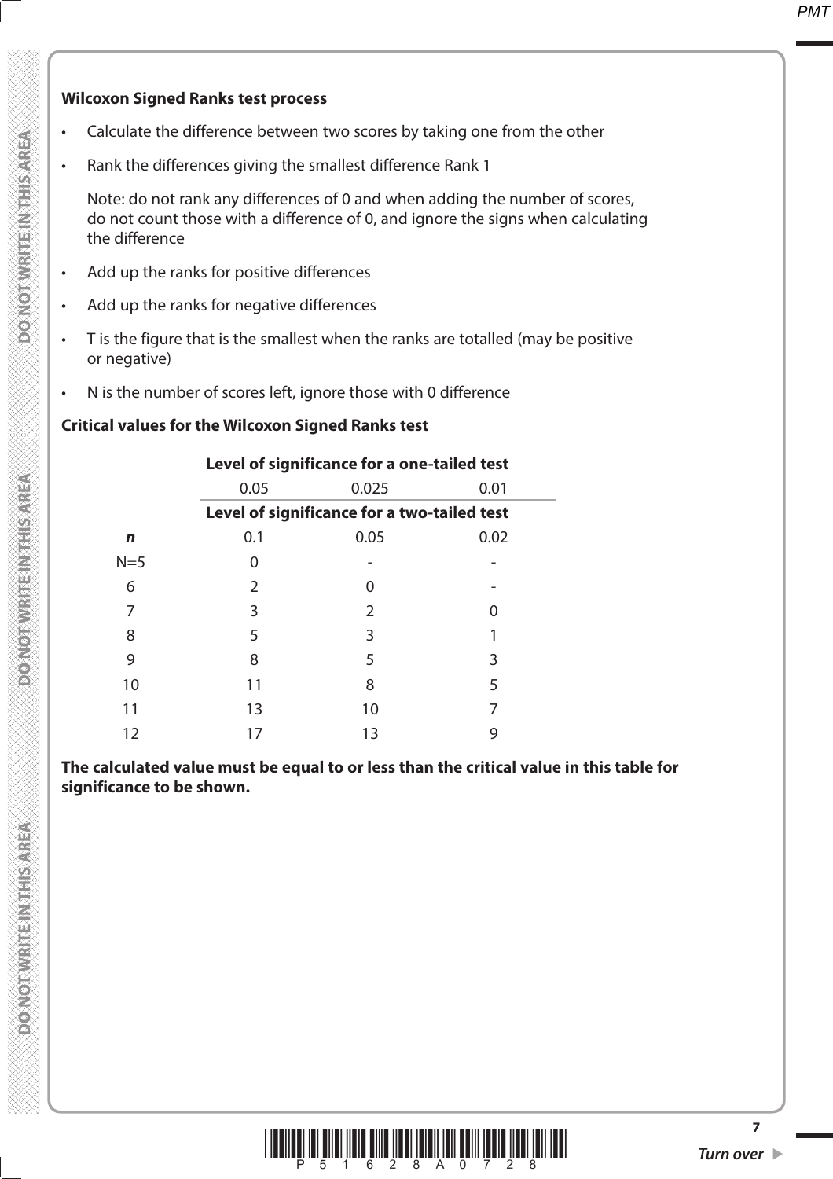**Wilcoxon Signed Ranks test process**

- Calculate the difference between two scores by taking one from the other
- Rank the differences giving the smallest difference Rank 1

  Note: do not rank any differences of 0 and when adding the number of scores, do not count those with a difference of 0, and ignore the signs when calculating the difference

- Add up the ranks for positive differences
- Add up the ranks for negative differences
- T is the figure that is the smallest when the ranks are totalled (may be positive or negative)
- N is the number of scores left, ignore those with 0 difference

**Critical values for the Wilcoxon Signed Ranks test**

| | **Level of significance for a one-tailed test** | | |
|---|---|---|---|
| | 0.05 | 0.025 | 0.01 |
| | **Level of significance for a two-tailed test** | | |
| ***n*** | 0.1 | 0.05 | 0.02 |
| N=5 | 0 | - | - |
| 6 | 2 | 0 | - |
| 7 | 3 | 2 | 0 |
| 8 | 5 | 3 | 1 |
| 9 | 8 | 5 | 3 |
| 10 | 11 | 8 | 5 |
| 11 | 13 | 10 | 7 |
| 12 | 17 | 13 | 9 |

**The calculated value must be equal to or less than the critical value in this table for significance to be shown.**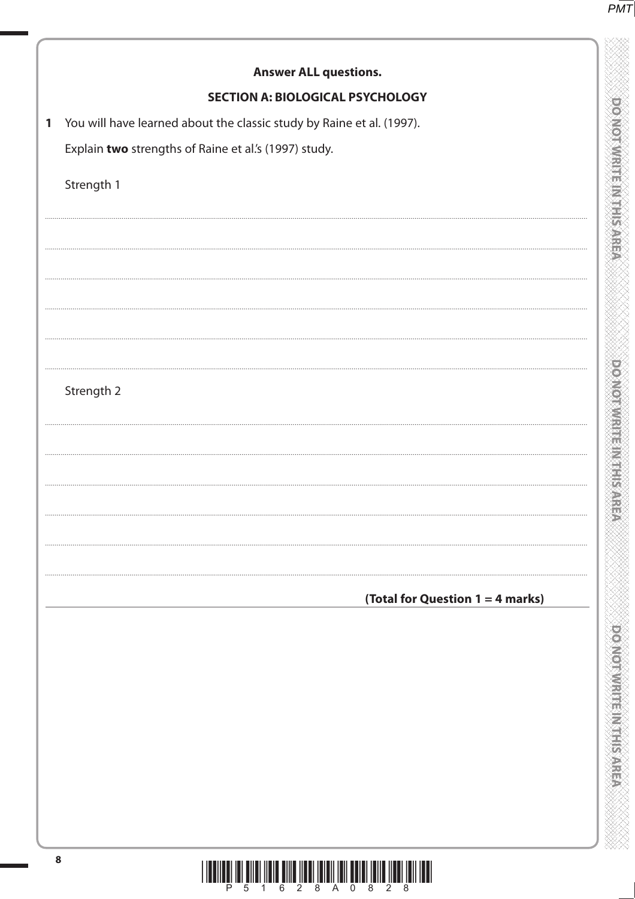**Answer ALL questions.**

**SECTION A: BIOLOGICAL PSYCHOLOGY**

**1** You will have learned about the classic study by Raine et al. (1997).

Explain **two** strengths of Raine et al.'s (1997) study.

Strength 1

.......................................................................................................................................................................................................................

.......................................................................................................................................................................................................................

.......................................................................................................................................................................................................................

.......................................................................................................................................................................................................................

.......................................................................................................................................................................................................................

Strength 2

.......................................................................................................................................................................................................................

.......................................................................................................................................................................................................................

.......................................................................................................................................................................................................................

.......................................................................................................................................................................................................................

.......................................................................................................................................................................................................................

**(Total for Question 1 = 4 marks)**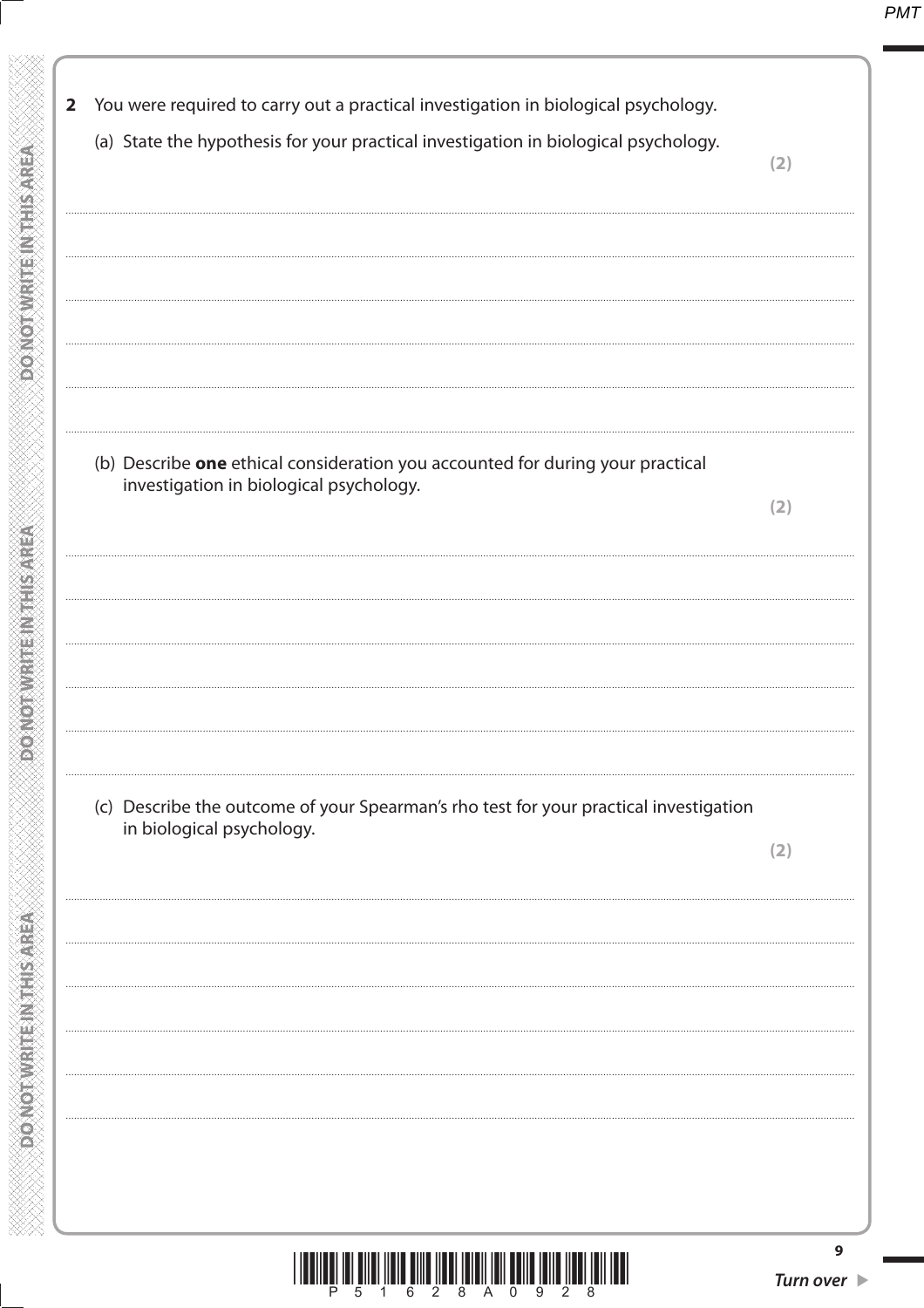**2** You were required to carry out a practical investigation in biological psychology.

(a) State the hypothesis for your practical investigation in biological psychology.

**(2)**

(b) Describe **one** ethical consideration you accounted for during your practical investigation in biological psychology.

**(2)**

(c) Describe the outcome of your Spearman's rho test for your practical investigation in biological psychology.

**(2)**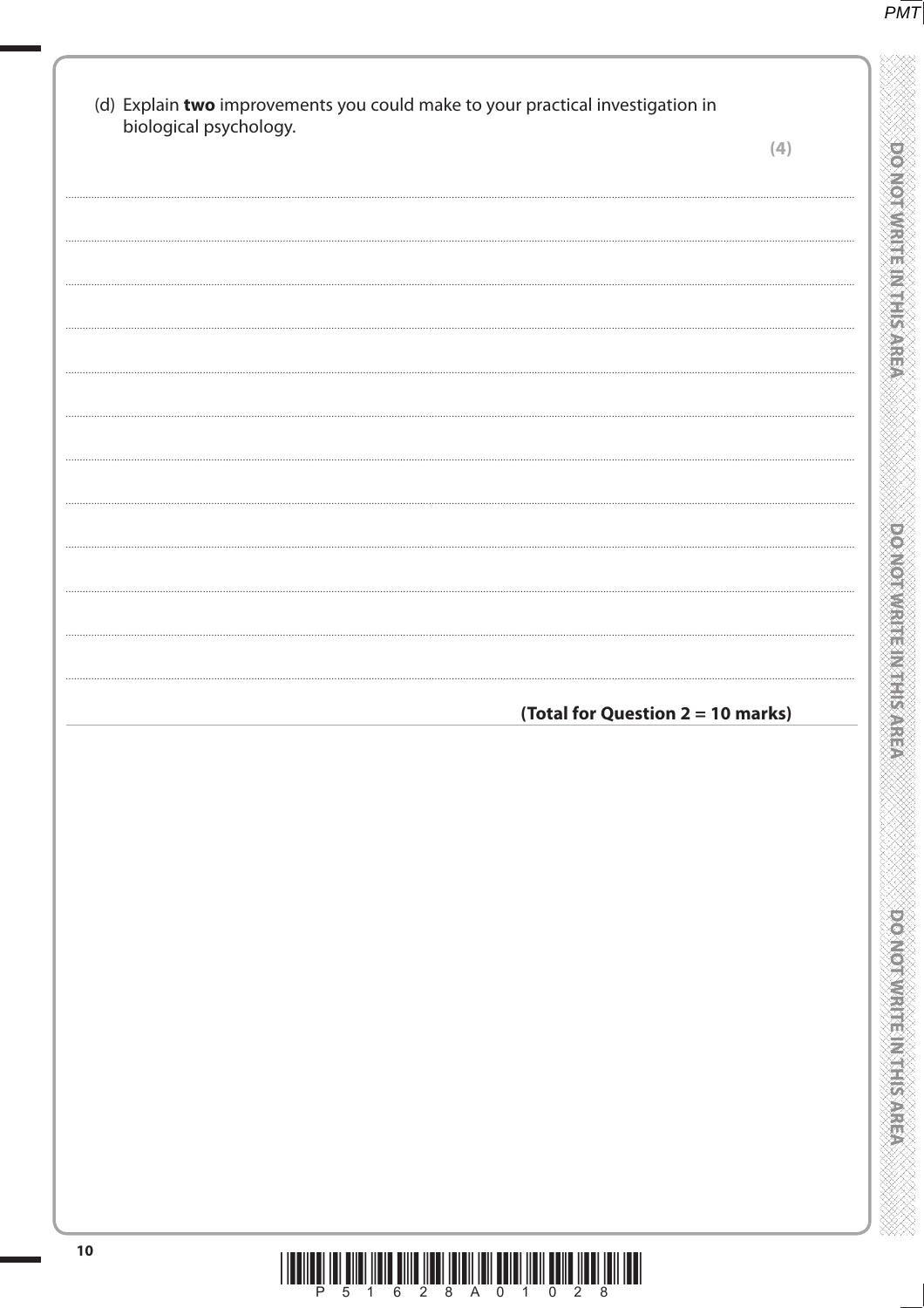(d) Explain **two** improvements you could make to your practical investigation in biological psychology.

**(4)**

**(Total for Question 2 = 10 marks)**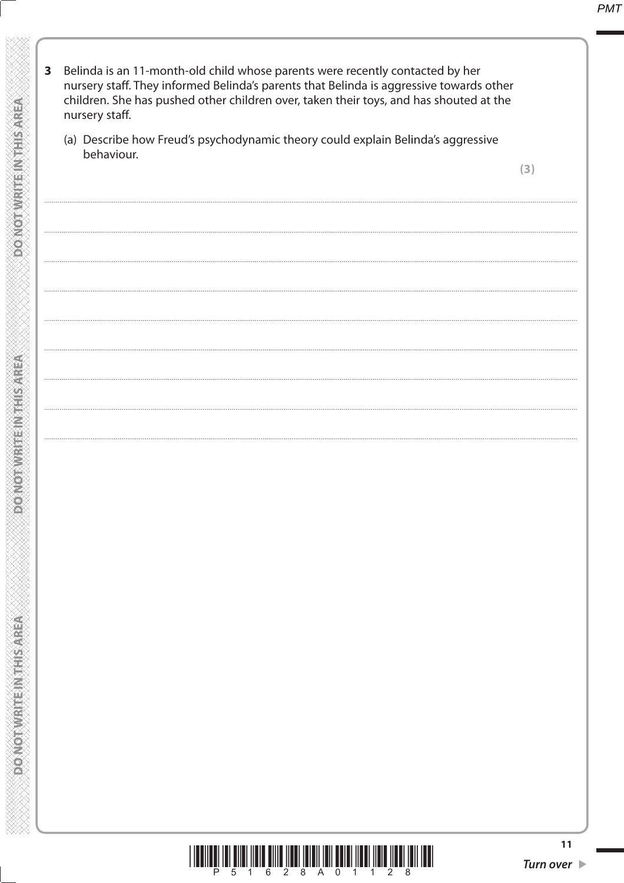**3** Belinda is an 11-month-old child whose parents were recently contacted by her nursery staff. They informed Belinda's parents that Belinda is aggressive towards other children. She has pushed other children over, taken their toys, and has shouted at the nursery staff.

(a) Describe how Freud's psychodynamic theory could explain Belinda's aggressive behaviour.

**(3)**

...................................................................................................................................................................................

...................................................................................................................................................................................

...................................................................................................................................................................................

...................................................................................................................................................................................

...................................................................................................................................................................................

...................................................................................................................................................................................

...................................................................................................................................................................................

...................................................................................................................................................................................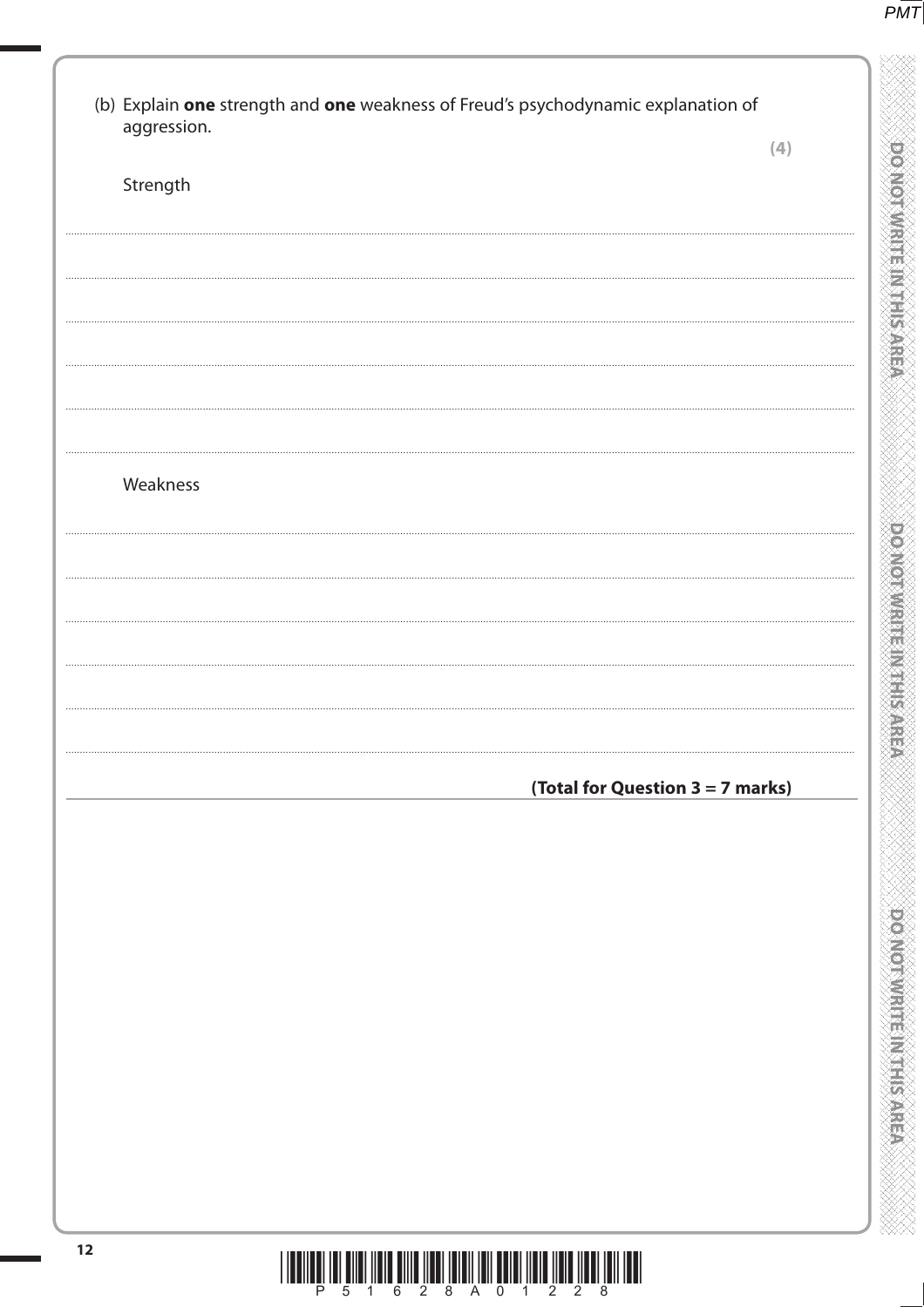(b) Explain **one** strength and **one** weakness of Freud's psychodynamic explanation of aggression.

**(4)**

Strength

..................................................................................................................................................

..................................................................................................................................................

..................................................................................................................................................

..................................................................................................................................................

..................................................................................................................................................

Weakness

..................................................................................................................................................

..................................................................................................................................................

..................................................................................................................................................

..................................................................................................................................................

..................................................................................................................................................

**(Total for Question 3 = 7 marks)**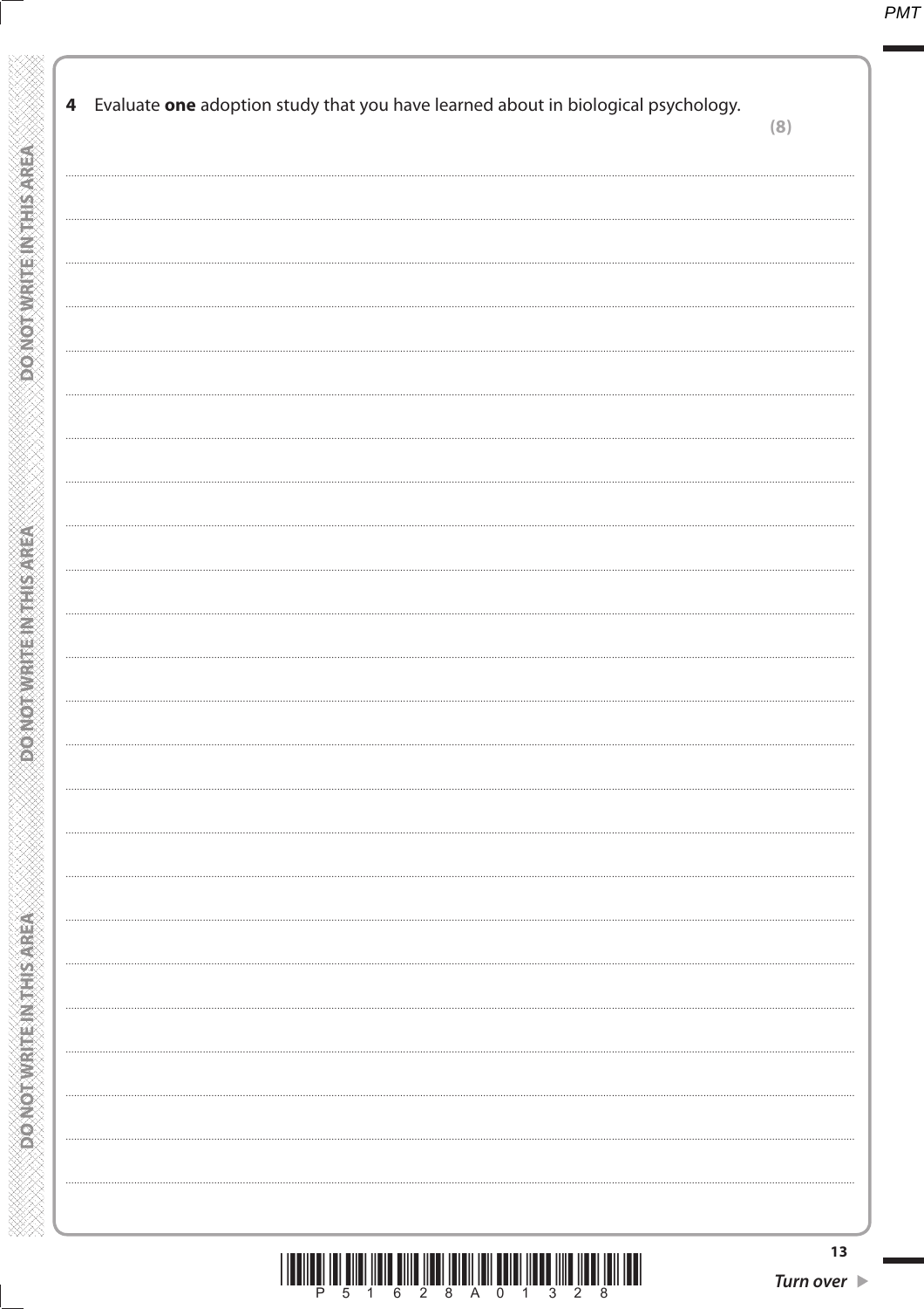**4** Evaluate **one** adoption study that you have learned about in biological psychology.

**(8)**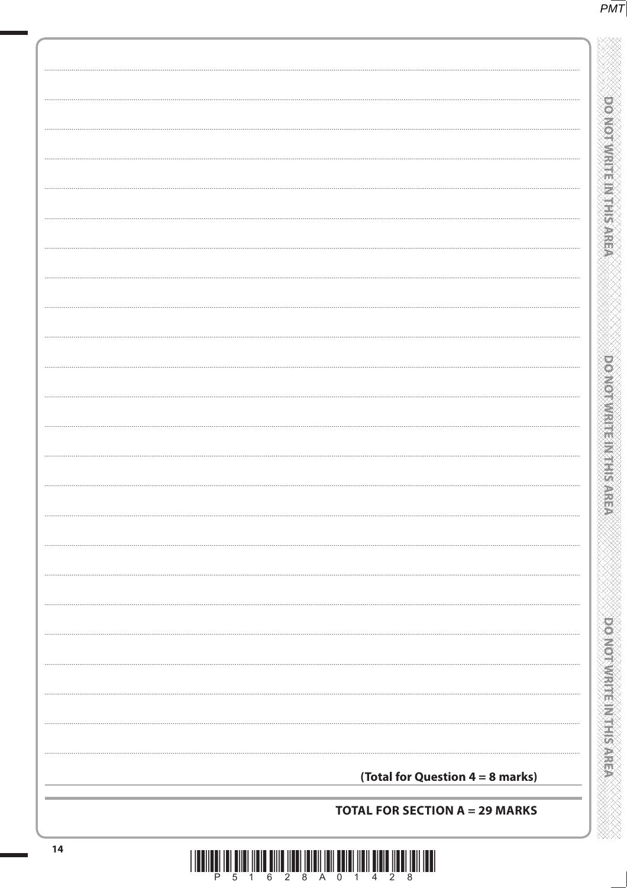**(Total for Question 4 = 8 marks)**

**TOTAL FOR SECTION A = 29 MARKS**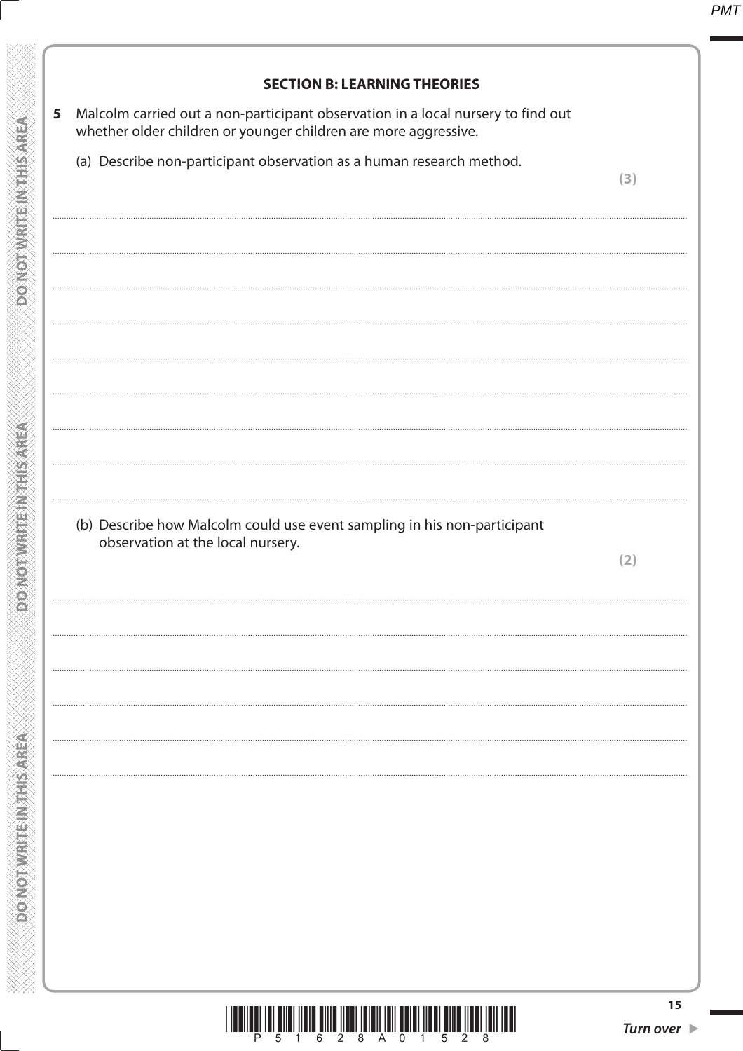## SECTION B: LEARNING THEORIES

**5** Malcolm carried out a non-participant observation in a local nursery to find out whether older children or younger children are more aggressive.

(a) Describe non-participant observation as a human research method.

**(3)**

(b) Describe how Malcolm could use event sampling in his non-participant observation at the local nursery.

**(2)**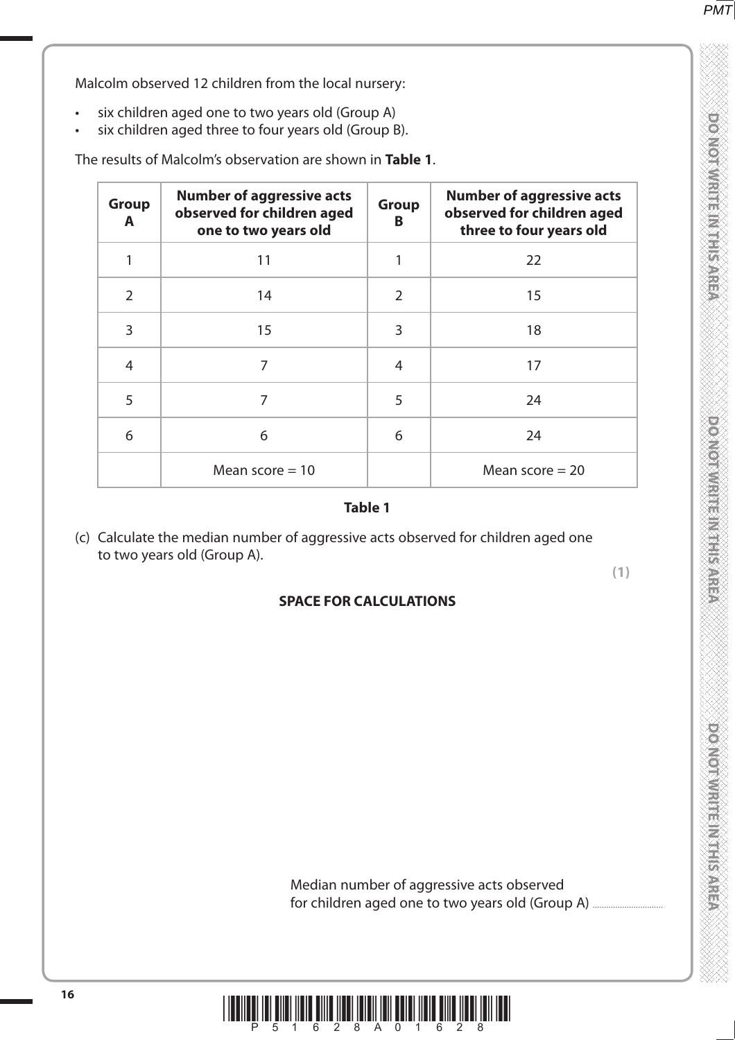Malcolm observed 12 children from the local nursery:

- six children aged one to two years old (Group A)
- six children aged three to four years old (Group B).

The results of Malcolm's observation are shown in **Table 1**.

| **Group A** | **Number of aggressive acts observed for children aged one to two years old** | **Group B** | **Number of aggressive acts observed for children aged three to four years old** |
|---|---|---|---|
| 1 | 11 | 1 | 22 |
| 2 | 14 | 2 | 15 |
| 3 | 15 | 3 | 18 |
| 4 | 7 | 4 | 17 |
| 5 | 7 | 5 | 24 |
| 6 | 6 | 6 | 24 |
| | Mean score = 10 | | Mean score = 20 |

**Table 1**

(c) Calculate the median number of aggressive acts observed for children aged one to two years old (Group A).

**(1)**

**SPACE FOR CALCULATIONS**

Median number of aggressive acts observed for children aged one to two years old (Group A) ..............................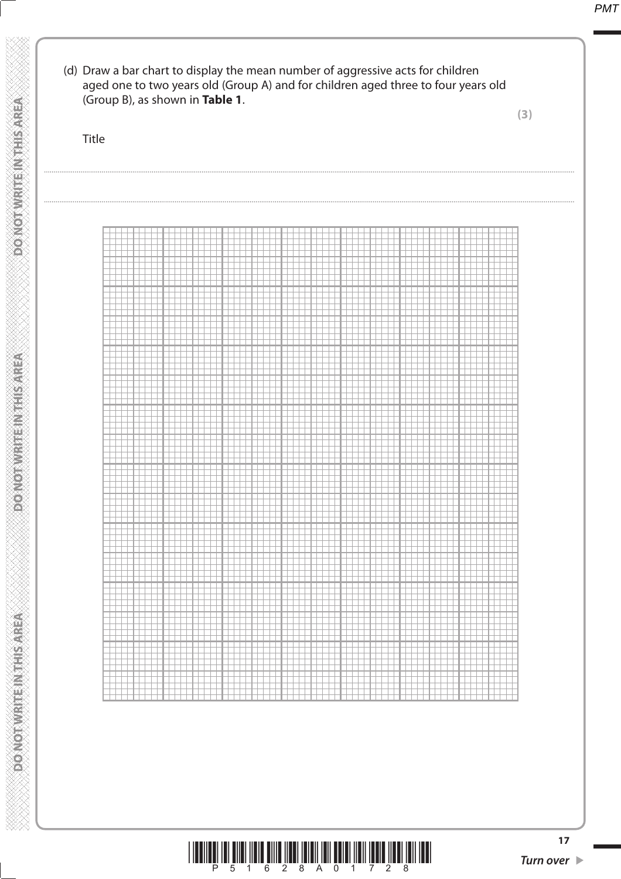(d) Draw a bar chart to display the mean number of aggressive acts for children aged one to two years old (Group A) and for children aged three to four years old (Group B), as shown in **Table 1**.

**(3)**

Title

.......................................................................................................................................................................................................................

.......................................................................................................................................................................................................................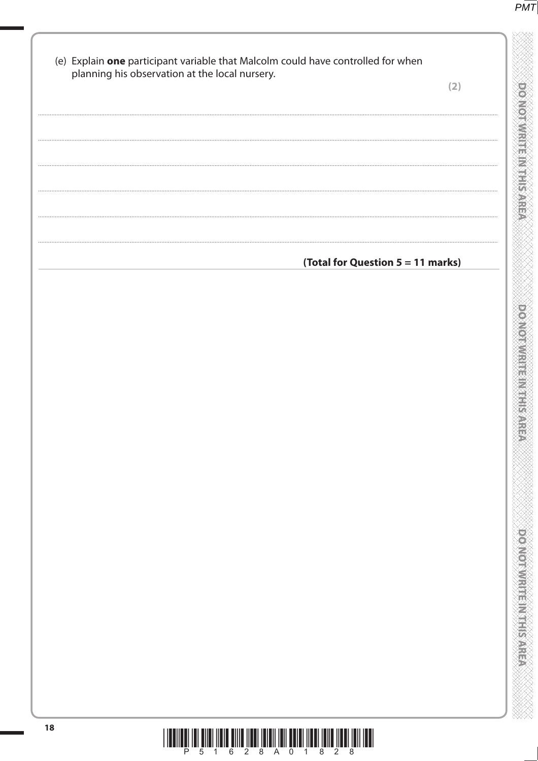(e) Explain **one** participant variable that Malcolm could have controlled for when planning his observation at the local nursery.

**(2)**

**(Total for Question 5 = 11 marks)**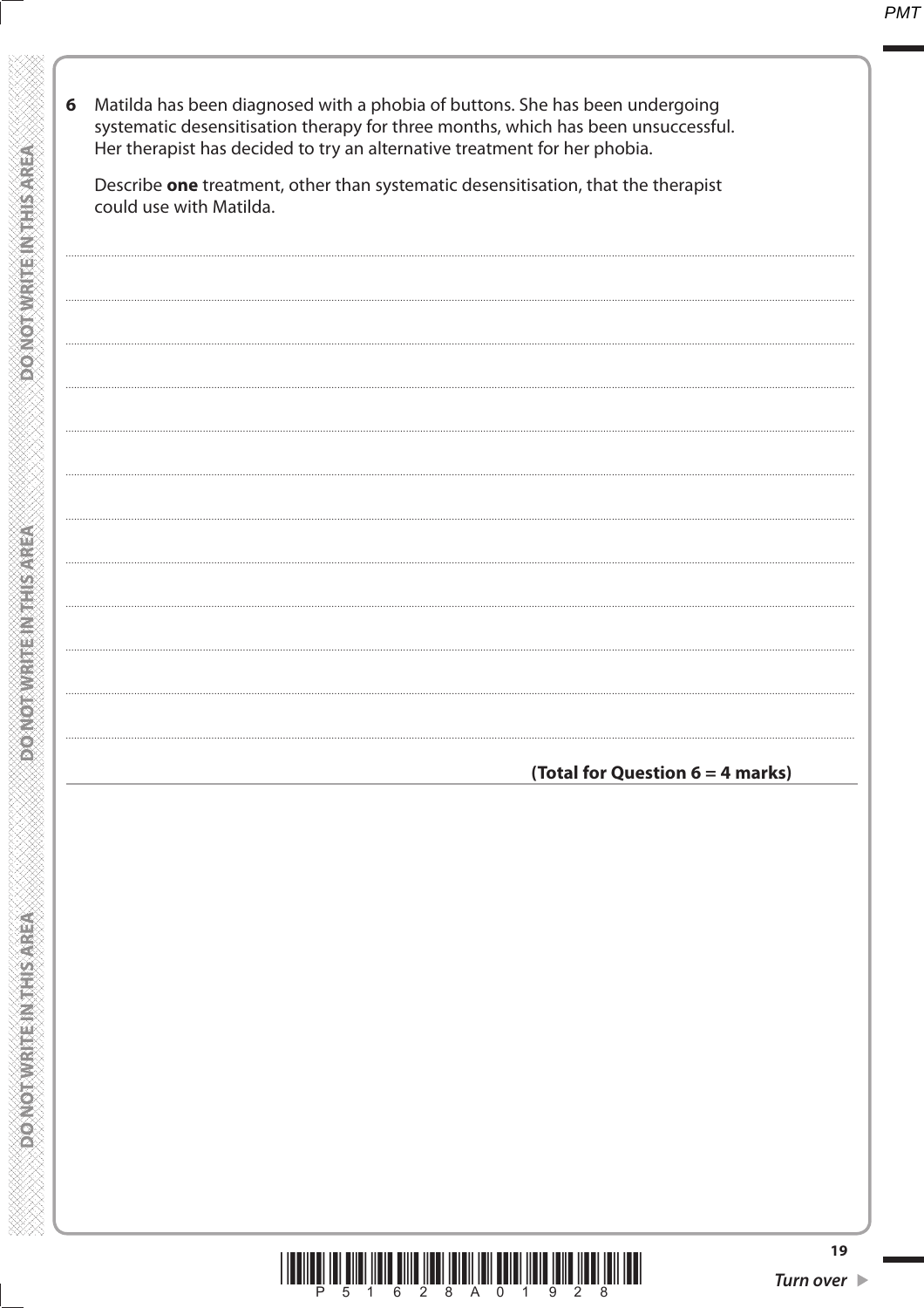**6** Matilda has been diagnosed with a phobia of buttons. She has been undergoing systematic desensitisation therapy for three months, which has been unsuccessful. Her therapist has decided to try an alternative treatment for her phobia.

Describe **one** treatment, other than systematic desensitisation, that the therapist could use with Matilda.

.......................................................................................................................................................................................................................

.......................................................................................................................................................................................................................

.......................................................................................................................................................................................................................

.......................................................................................................................................................................................................................

.......................................................................................................................................................................................................................

.......................................................................................................................................................................................................................

.......................................................................................................................................................................................................................

.......................................................................................................................................................................................................................

.......................................................................................................................................................................................................................

.......................................................................................................................................................................................................................

.......................................................................................................................................................................................................................

**(Total for Question 6 = 4 marks)**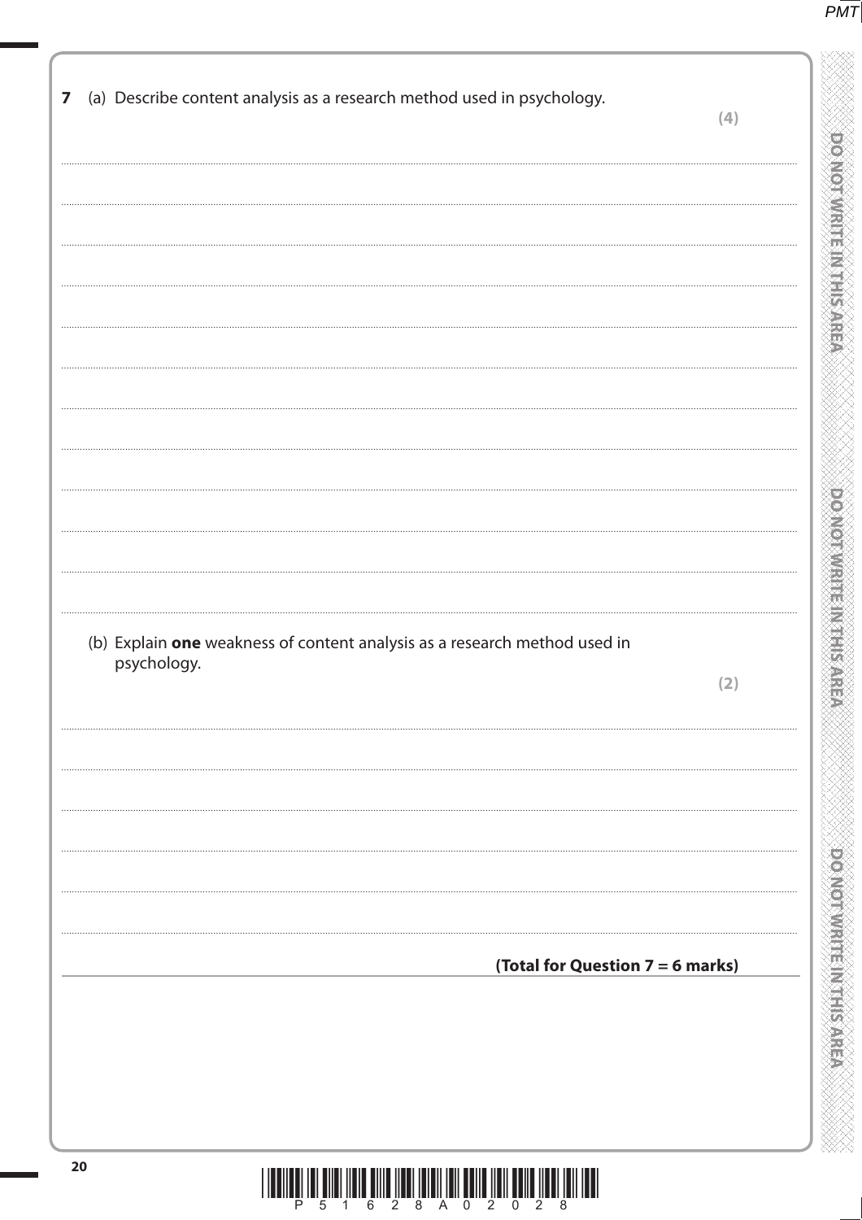**7** (a) Describe content analysis as a research method used in psychology.

**(4)**

(b) Explain **one** weakness of content analysis as a research method used in psychology.

**(2)**

**(Total for Question 7 = 6 marks)**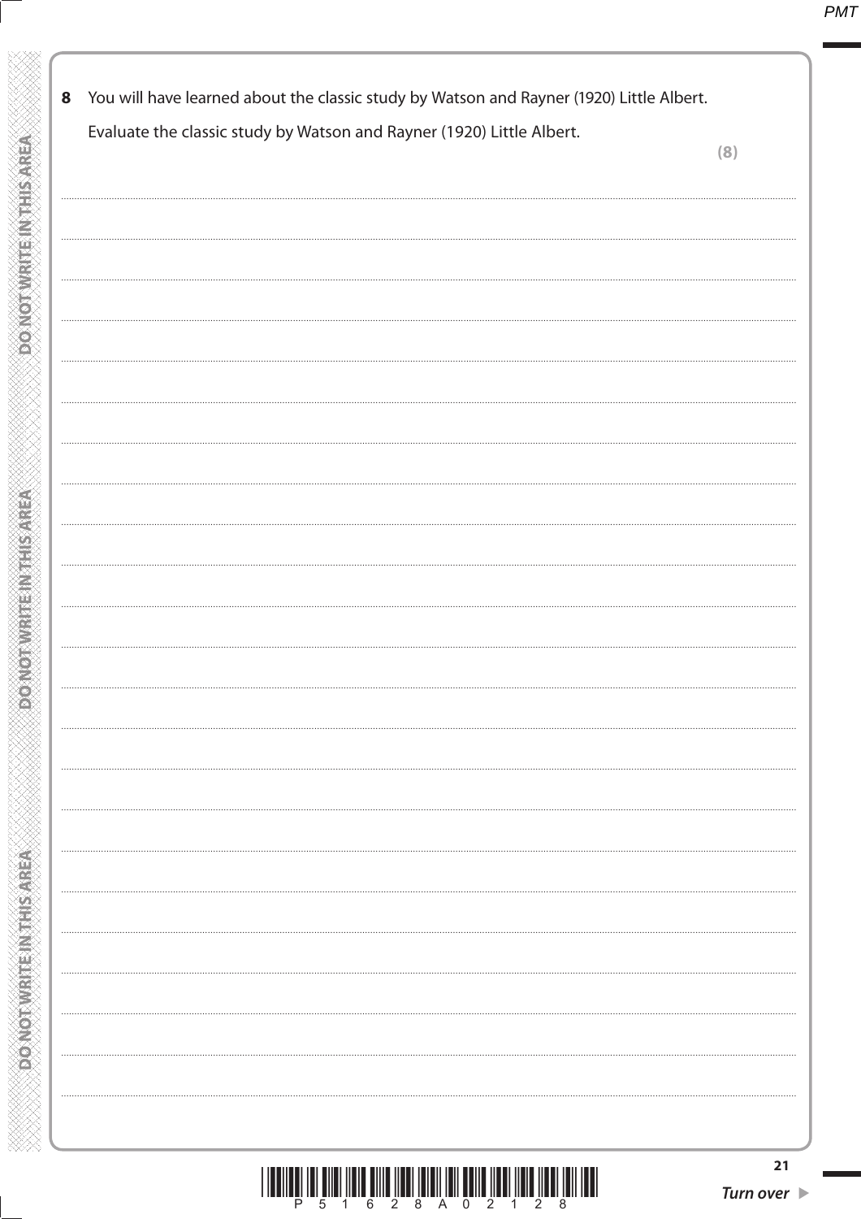**8** You will have learned about the classic study by Watson and Rayner (1920) Little Albert.

Evaluate the classic study by Watson and Rayner (1920) Little Albert.

**(8)**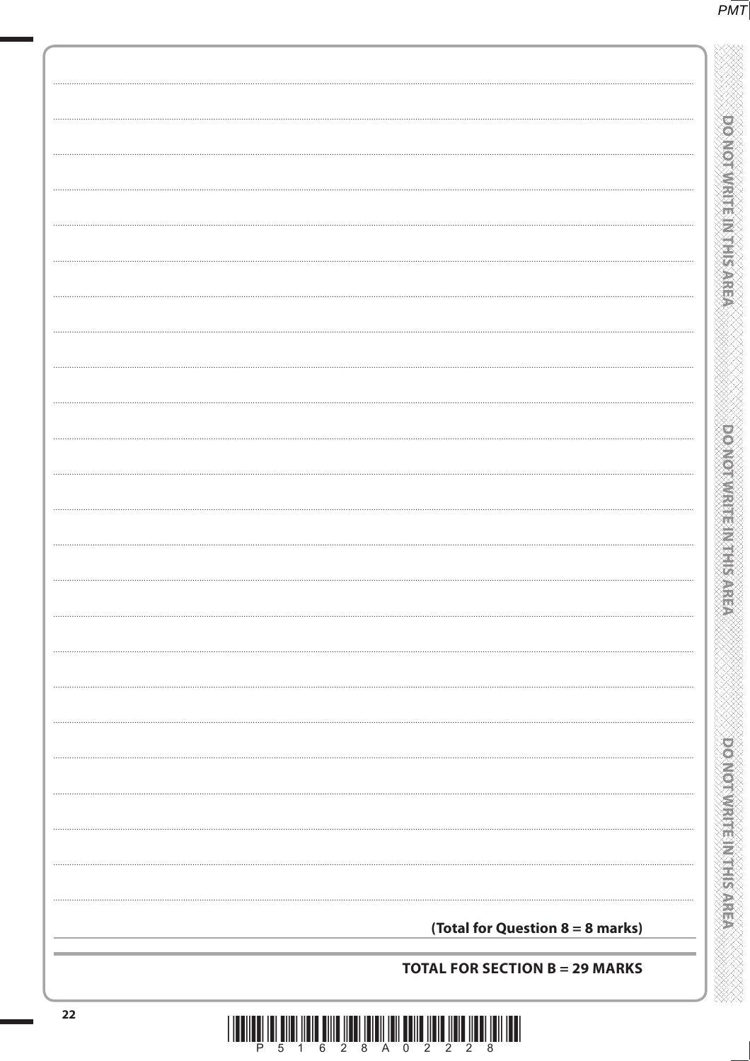**(Total for Question 8 = 8 marks)**

**TOTAL FOR SECTION B = 29 MARKS**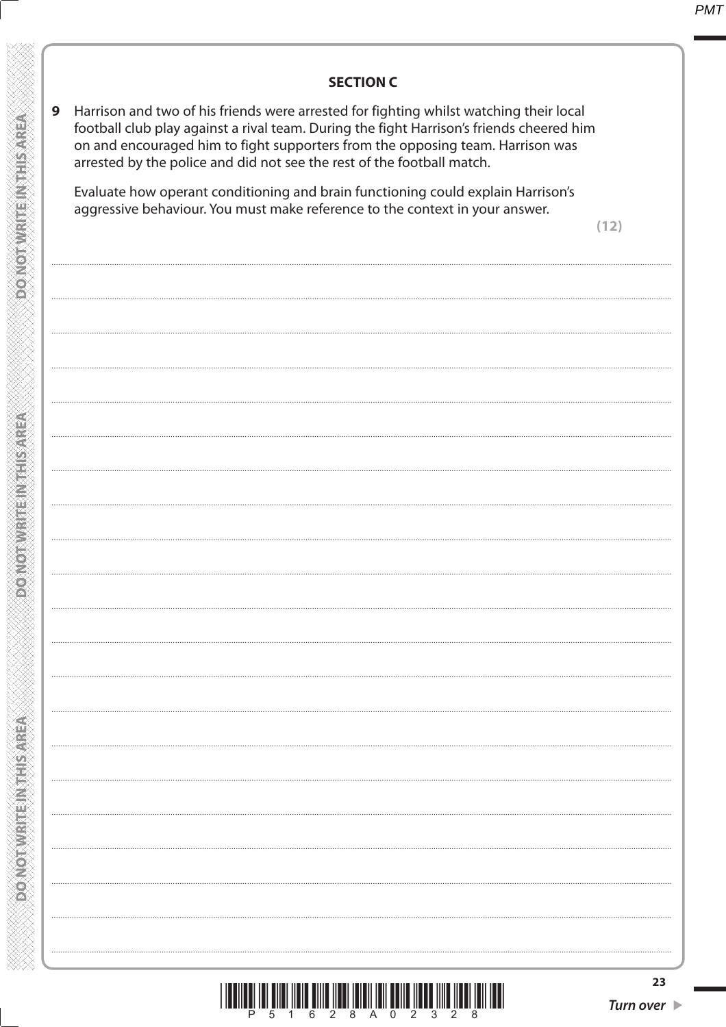## SECTION C

**9** Harrison and two of his friends were arrested for fighting whilst watching their local football club play against a rival team. During the fight Harrison's friends cheered him on and encouraged him to fight supporters from the opposing team. Harrison was arrested by the police and did not see the rest of the football match.

Evaluate how operant conditioning and brain functioning could explain Harrison's aggressive behaviour. You must make reference to the context in your answer.

**(12)**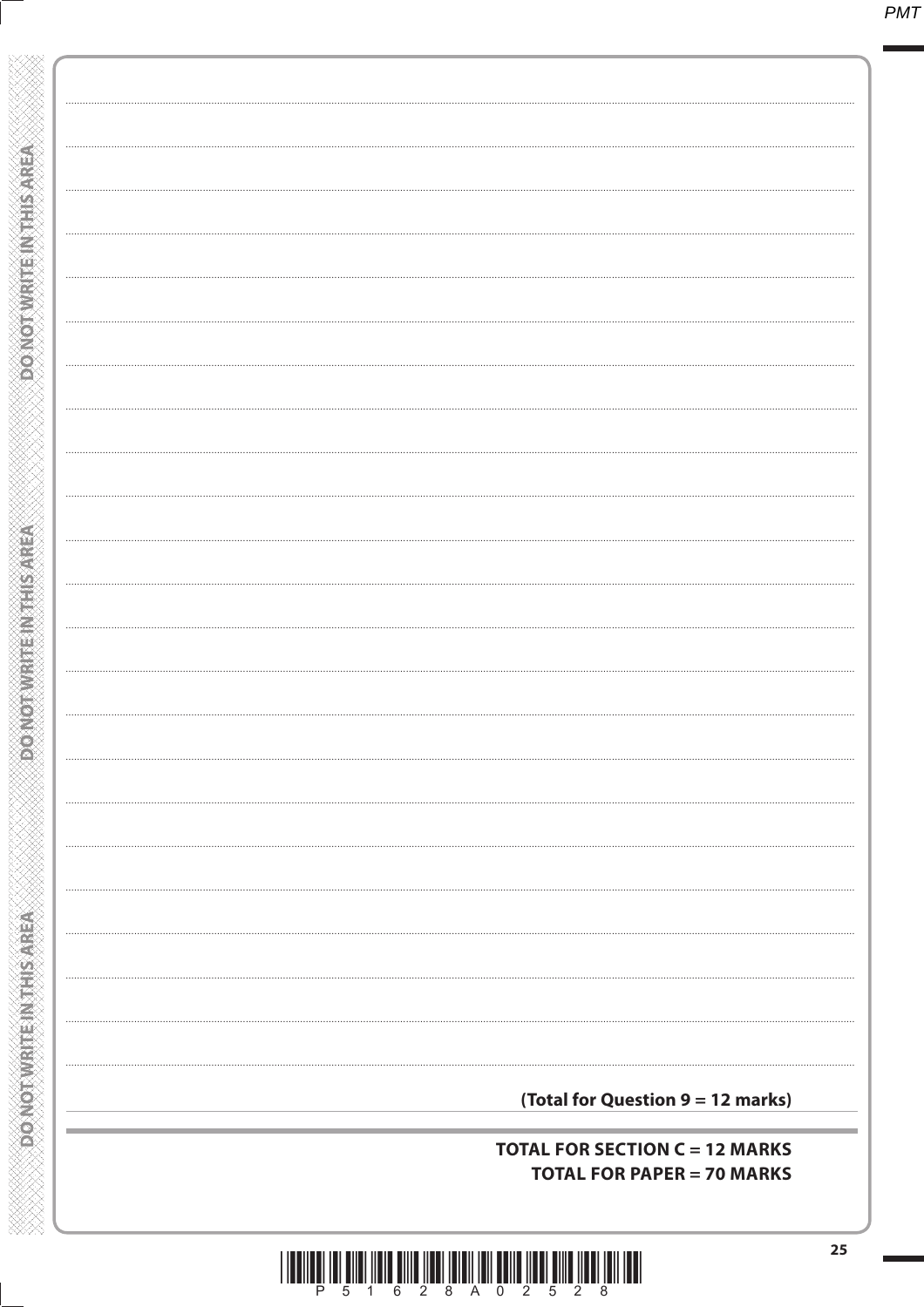**(Total for Question 9 = 12 marks)**

**TOTAL FOR SECTION C = 12 MARKS**
**TOTAL FOR PAPER = 70 MARKS**